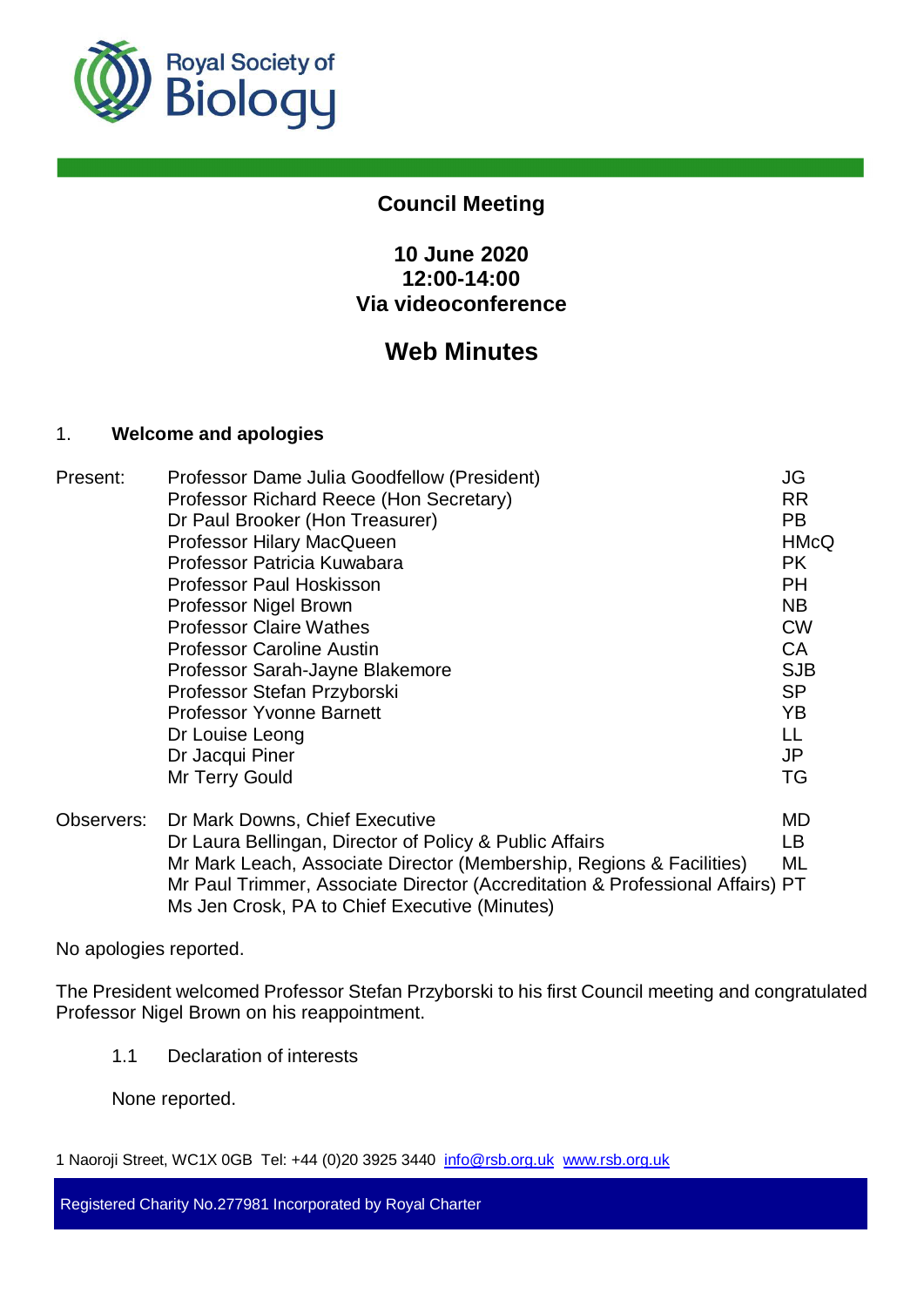# Council Meeting

## 10 June 2020
## 12:00-14:00
## Via videoconference

# Web Minutes

### 1. Welcome and apologies

| | | |
|---|---|---|
| Present: | Professor Dame Julia Goodfellow (President) | JG |
| | Professor Richard Reece (Hon Secretary) | RR |
| | Dr Paul Brooker (Hon Treasurer) | PB |
| | Professor Hilary MacQueen | HMcQ |
| | Professor Patricia Kuwabara | PK |
| | Professor Paul Hoskisson | PH |
| | Professor Nigel Brown | NB |
| | Professor Claire Wathes | CW |
| | Professor Caroline Austin | CA |
| | Professor Sarah-Jayne Blakemore | SJB |
| | Professor Stefan Przyborski | SP |
| | Professor Yvonne Barnett | YB |
| | Dr Louise Leong | LL |
| | Dr Jacqui Piner | JP |
| | Mr Terry Gould | TG |
| Observers: | Dr Mark Downs, Chief Executive | MD |
| | Dr Laura Bellingan, Director of Policy & Public Affairs | LB |
| | Mr Mark Leach, Associate Director (Membership, Regions & Facilities) | ML |
| | Mr Paul Trimmer, Associate Director (Accreditation & Professional Affairs) | PT |
| | Ms Jen Crosk, PA to Chief Executive (Minutes) | |

No apologies reported.

The President welcomed Professor Stefan Przyborski to his first Council meeting and congratulated Professor Nigel Brown on his reappointment.

1.1 Declaration of interests

None reported.

1 Naoroji Street, WC1X 0GB Tel: +44 (0)20 3925 3440 info@rsb.org.uk www.rsb.org.uk

Registered Charity No.277981 Incorporated by Royal Charter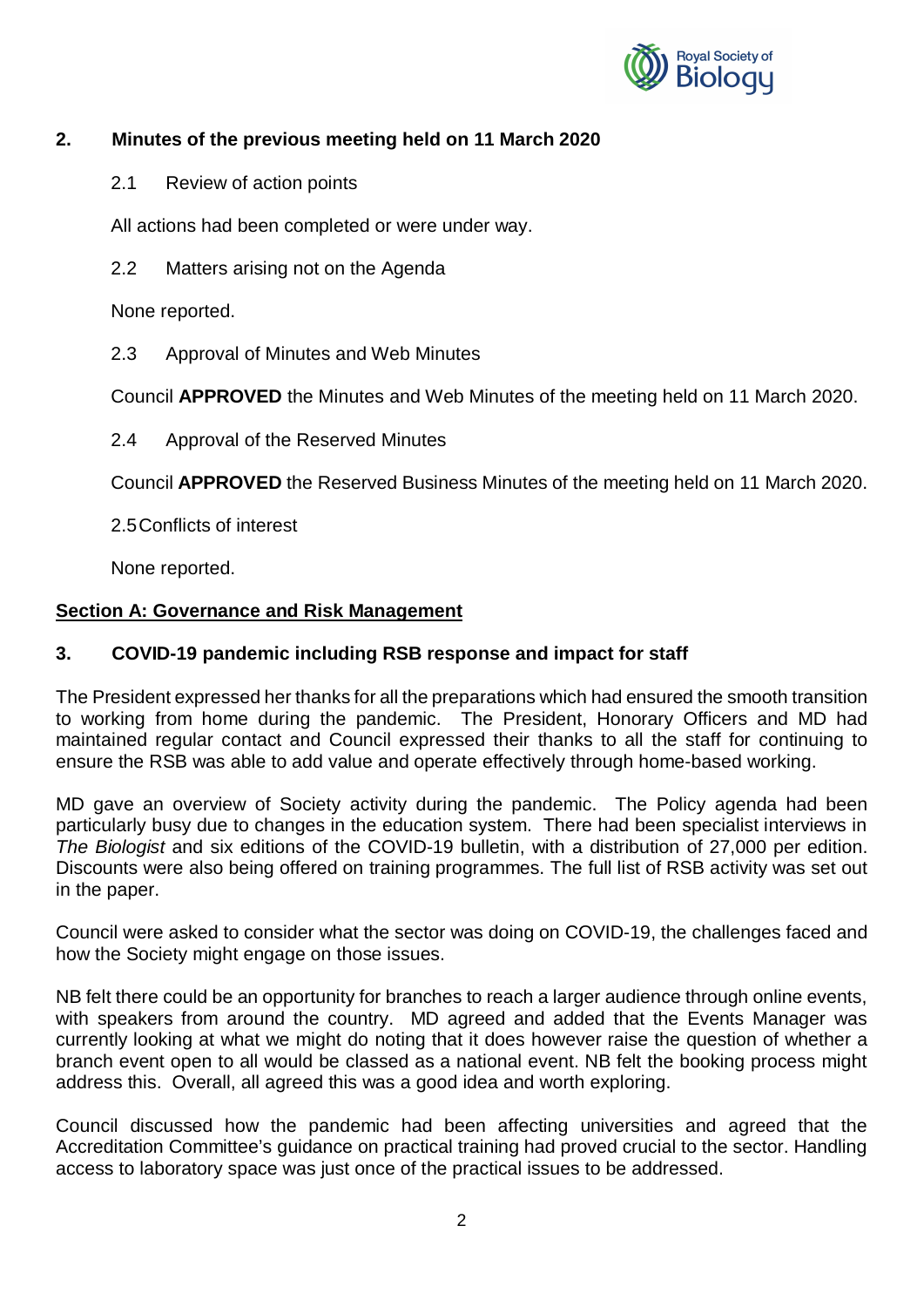## 2. Minutes of the previous meeting held on 11 March 2020

### 2.1 Review of action points

All actions had been completed or were under way.

### 2.2 Matters arising not on the Agenda

None reported.

### 2.3 Approval of Minutes and Web Minutes

Council **APPROVED** the Minutes and Web Minutes of the meeting held on 11 March 2020.

### 2.4 Approval of the Reserved Minutes

Council **APPROVED** the Reserved Business Minutes of the meeting held on 11 March 2020.

### 2.5 Conflicts of interest

None reported.

## Section A: Governance and Risk Management

## 3. COVID-19 pandemic including RSB response and impact for staff

The President expressed her thanks for all the preparations which had ensured the smooth transition to working from home during the pandemic. The President, Honorary Officers and MD had maintained regular contact and Council expressed their thanks to all the staff for continuing to ensure the RSB was able to add value and operate effectively through home-based working.

MD gave an overview of Society activity during the pandemic. The Policy agenda had been particularly busy due to changes in the education system. There had been specialist interviews in *The Biologist* and six editions of the COVID-19 bulletin, with a distribution of 27,000 per edition. Discounts were also being offered on training programmes. The full list of RSB activity was set out in the paper.

Council were asked to consider what the sector was doing on COVID-19, the challenges faced and how the Society might engage on those issues.

NB felt there could be an opportunity for branches to reach a larger audience through online events, with speakers from around the country. MD agreed and added that the Events Manager was currently looking at what we might do noting that it does however raise the question of whether a branch event open to all would be classed as a national event. NB felt the booking process might address this. Overall, all agreed this was a good idea and worth exploring.

Council discussed how the pandemic had been affecting universities and agreed that the Accreditation Committee's guidance on practical training had proved crucial to the sector. Handling access to laboratory space was just once of the practical issues to be addressed.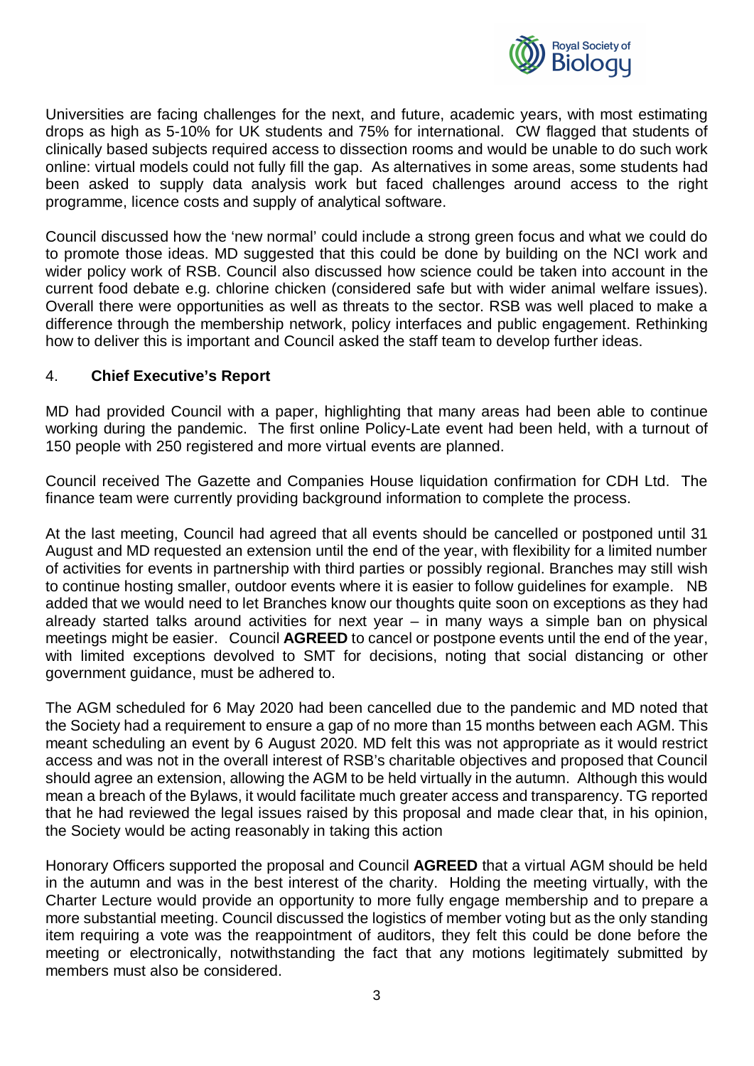Universities are facing challenges for the next, and future, academic years, with most estimating drops as high as 5-10% for UK students and 75% for international. CW flagged that students of clinically based subjects required access to dissection rooms and would be unable to do such work online: virtual models could not fully fill the gap. As alternatives in some areas, some students had been asked to supply data analysis work but faced challenges around access to the right programme, licence costs and supply of analytical software.

Council discussed how the 'new normal' could include a strong green focus and what we could do to promote those ideas. MD suggested that this could be done by building on the NCI work and wider policy work of RSB. Council also discussed how science could be taken into account in the current food debate e.g. chlorine chicken (considered safe but with wider animal welfare issues). Overall there were opportunities as well as threats to the sector. RSB was well placed to make a difference through the membership network, policy interfaces and public engagement. Rethinking how to deliver this is important and Council asked the staff team to develop further ideas.

## 4. **Chief Executive's Report**

MD had provided Council with a paper, highlighting that many areas had been able to continue working during the pandemic. The first online Policy-Late event had been held, with a turnout of 150 people with 250 registered and more virtual events are planned.

Council received The Gazette and Companies House liquidation confirmation for CDH Ltd. The finance team were currently providing background information to complete the process.

At the last meeting, Council had agreed that all events should be cancelled or postponed until 31 August and MD requested an extension until the end of the year, with flexibility for a limited number of activities for events in partnership with third parties or possibly regional. Branches may still wish to continue hosting smaller, outdoor events where it is easier to follow guidelines for example. NB added that we would need to let Branches know our thoughts quite soon on exceptions as they had already started talks around activities for next year – in many ways a simple ban on physical meetings might be easier. Council **AGREED** to cancel or postpone events until the end of the year, with limited exceptions devolved to SMT for decisions, noting that social distancing or other government guidance, must be adhered to.

The AGM scheduled for 6 May 2020 had been cancelled due to the pandemic and MD noted that the Society had a requirement to ensure a gap of no more than 15 months between each AGM. This meant scheduling an event by 6 August 2020. MD felt this was not appropriate as it would restrict access and was not in the overall interest of RSB's charitable objectives and proposed that Council should agree an extension, allowing the AGM to be held virtually in the autumn. Although this would mean a breach of the Bylaws, it would facilitate much greater access and transparency. TG reported that he had reviewed the legal issues raised by this proposal and made clear that, in his opinion, the Society would be acting reasonably in taking this action

Honorary Officers supported the proposal and Council **AGREED** that a virtual AGM should be held in the autumn and was in the best interest of the charity. Holding the meeting virtually, with the Charter Lecture would provide an opportunity to more fully engage membership and to prepare a more substantial meeting. Council discussed the logistics of member voting but as the only standing item requiring a vote was the reappointment of auditors, they felt this could be done before the meeting or electronically, notwithstanding the fact that any motions legitimately submitted by members must also be considered.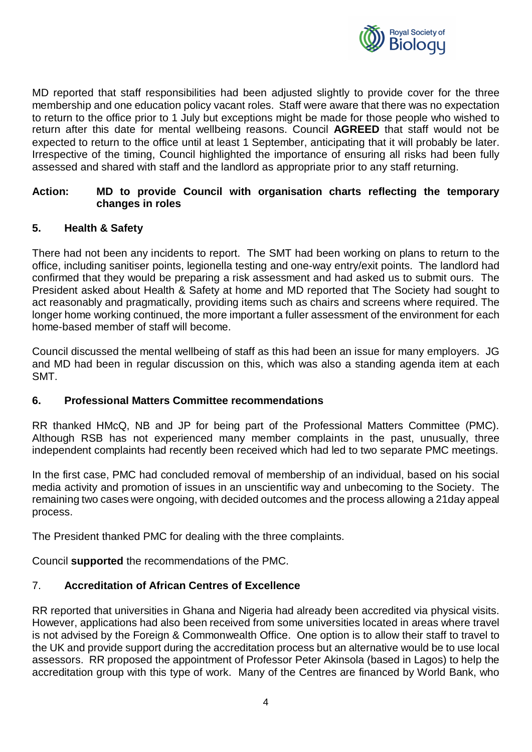MD reported that staff responsibilities had been adjusted slightly to provide cover for the three membership and one education policy vacant roles. Staff were aware that there was no expectation to return to the office prior to 1 July but exceptions might be made for those people who wished to return after this date for mental wellbeing reasons. Council **AGREED** that staff would not be expected to return to the office until at least 1 September, anticipating that it will probably be later. Irrespective of the timing, Council highlighted the importance of ensuring all risks had been fully assessed and shared with staff and the landlord as appropriate prior to any staff returning.

**Action: MD to provide Council with organisation charts reflecting the temporary changes in roles**

## 5. Health & Safety

There had not been any incidents to report. The SMT had been working on plans to return to the office, including sanitiser points, legionella testing and one-way entry/exit points. The landlord had confirmed that they would be preparing a risk assessment and had asked us to submit ours. The President asked about Health & Safety at home and MD reported that The Society had sought to act reasonably and pragmatically, providing items such as chairs and screens where required. The longer home working continued, the more important a fuller assessment of the environment for each home-based member of staff will become.

Council discussed the mental wellbeing of staff as this had been an issue for many employers. JG and MD had been in regular discussion on this, which was also a standing agenda item at each SMT.

## 6. Professional Matters Committee recommendations

RR thanked HMcQ, NB and JP for being part of the Professional Matters Committee (PMC). Although RSB has not experienced many member complaints in the past, unusually, three independent complaints had recently been received which had led to two separate PMC meetings.

In the first case, PMC had concluded removal of membership of an individual, based on his social media activity and promotion of issues in an unscientific way and unbecoming to the Society. The remaining two cases were ongoing, with decided outcomes and the process allowing a 21day appeal process.

The President thanked PMC for dealing with the three complaints.

Council **supported** the recommendations of the PMC.

## 7. Accreditation of African Centres of Excellence

RR reported that universities in Ghana and Nigeria had already been accredited via physical visits. However, applications had also been received from some universities located in areas where travel is not advised by the Foreign & Commonwealth Office. One option is to allow their staff to travel to the UK and provide support during the accreditation process but an alternative would be to use local assessors. RR proposed the appointment of Professor Peter Akinsola (based in Lagos) to help the accreditation group with this type of work. Many of the Centres are financed by World Bank, who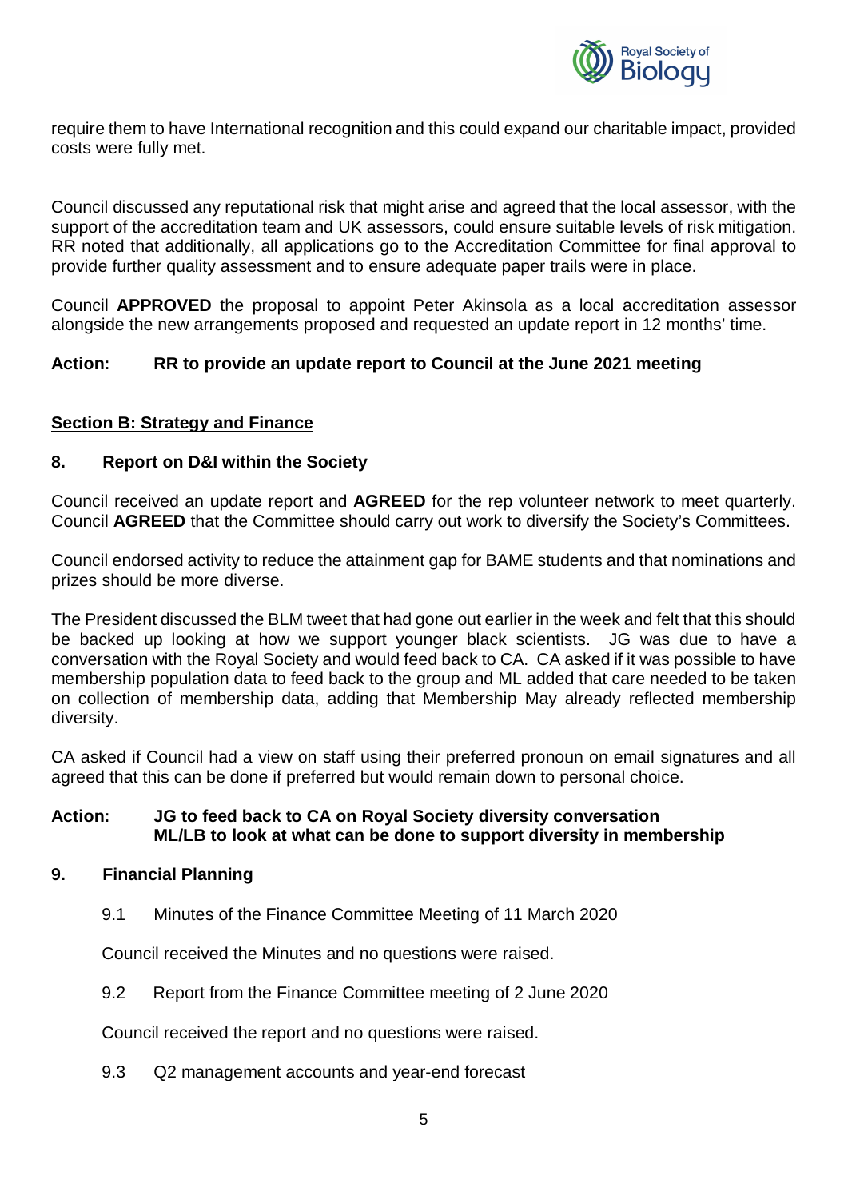require them to have International recognition and this could expand our charitable impact, provided costs were fully met.

Council discussed any reputational risk that might arise and agreed that the local assessor, with the support of the accreditation team and UK assessors, could ensure suitable levels of risk mitigation. RR noted that additionally, all applications go to the Accreditation Committee for final approval to provide further quality assessment and to ensure adequate paper trails were in place.

Council **APPROVED** the proposal to appoint Peter Akinsola as a local accreditation assessor alongside the new arrangements proposed and requested an update report in 12 months' time.

**Action: RR to provide an update report to Council at the June 2021 meeting**

## Section B: Strategy and Finance

### 8. Report on D&I within the Society

Council received an update report and **AGREED** for the rep volunteer network to meet quarterly. Council **AGREED** that the Committee should carry out work to diversify the Society's Committees.

Council endorsed activity to reduce the attainment gap for BAME students and that nominations and prizes should be more diverse.

The President discussed the BLM tweet that had gone out earlier in the week and felt that this should be backed up looking at how we support younger black scientists. JG was due to have a conversation with the Royal Society and would feed back to CA. CA asked if it was possible to have membership population data to feed back to the group and ML added that care needed to be taken on collection of membership data, adding that Membership May already reflected membership diversity.

CA asked if Council had a view on staff using their preferred pronoun on email signatures and all agreed that this can be done if preferred but would remain down to personal choice.

**Action: JG to feed back to CA on Royal Society diversity conversation**
**ML/LB to look at what can be done to support diversity in membership**

### 9. Financial Planning

9.1 Minutes of the Finance Committee Meeting of 11 March 2020

Council received the Minutes and no questions were raised.

9.2 Report from the Finance Committee meeting of 2 June 2020

Council received the report and no questions were raised.

9.3 Q2 management accounts and year-end forecast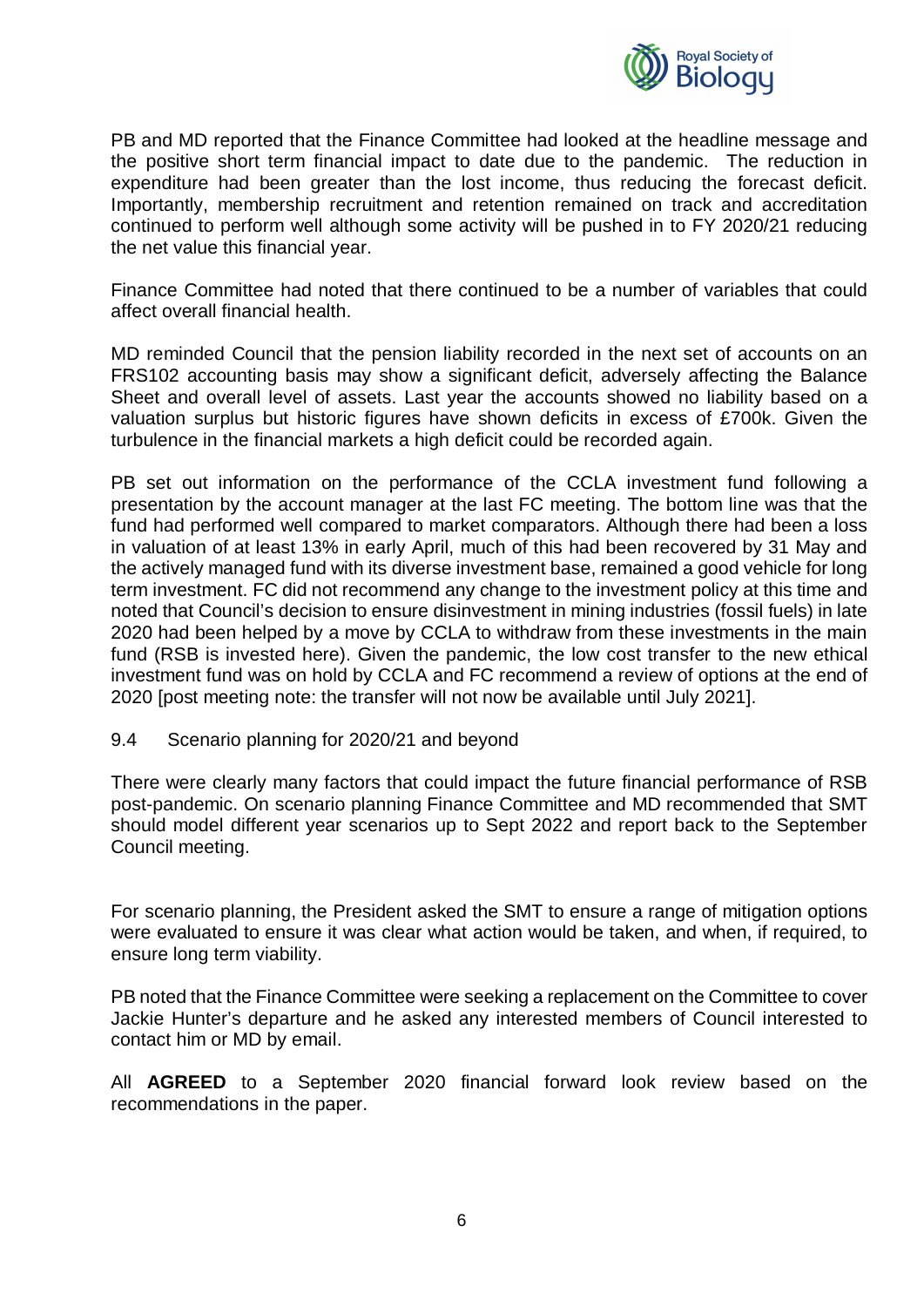PB and MD reported that the Finance Committee had looked at the headline message and the positive short term financial impact to date due to the pandemic. The reduction in expenditure had been greater than the lost income, thus reducing the forecast deficit. Importantly, membership recruitment and retention remained on track and accreditation continued to perform well although some activity will be pushed in to FY 2020/21 reducing the net value this financial year.

Finance Committee had noted that there continued to be a number of variables that could affect overall financial health.

MD reminded Council that the pension liability recorded in the next set of accounts on an FRS102 accounting basis may show a significant deficit, adversely affecting the Balance Sheet and overall level of assets. Last year the accounts showed no liability based on a valuation surplus but historic figures have shown deficits in excess of £700k. Given the turbulence in the financial markets a high deficit could be recorded again.

PB set out information on the performance of the CCLA investment fund following a presentation by the account manager at the last FC meeting. The bottom line was that the fund had performed well compared to market comparators. Although there had been a loss in valuation of at least 13% in early April, much of this had been recovered by 31 May and the actively managed fund with its diverse investment base, remained a good vehicle for long term investment. FC did not recommend any change to the investment policy at this time and noted that Council's decision to ensure disinvestment in mining industries (fossil fuels) in late 2020 had been helped by a move by CCLA to withdraw from these investments in the main fund (RSB is invested here). Given the pandemic, the low cost transfer to the new ethical investment fund was on hold by CCLA and FC recommend a review of options at the end of 2020 [post meeting note: the transfer will not now be available until July 2021].

9.4 Scenario planning for 2020/21 and beyond

There were clearly many factors that could impact the future financial performance of RSB post-pandemic. On scenario planning Finance Committee and MD recommended that SMT should model different year scenarios up to Sept 2022 and report back to the September Council meeting.

For scenario planning, the President asked the SMT to ensure a range of mitigation options were evaluated to ensure it was clear what action would be taken, and when, if required, to ensure long term viability.

PB noted that the Finance Committee were seeking a replacement on the Committee to cover Jackie Hunter's departure and he asked any interested members of Council interested to contact him or MD by email.

All **AGREED** to a September 2020 financial forward look review based on the recommendations in the paper.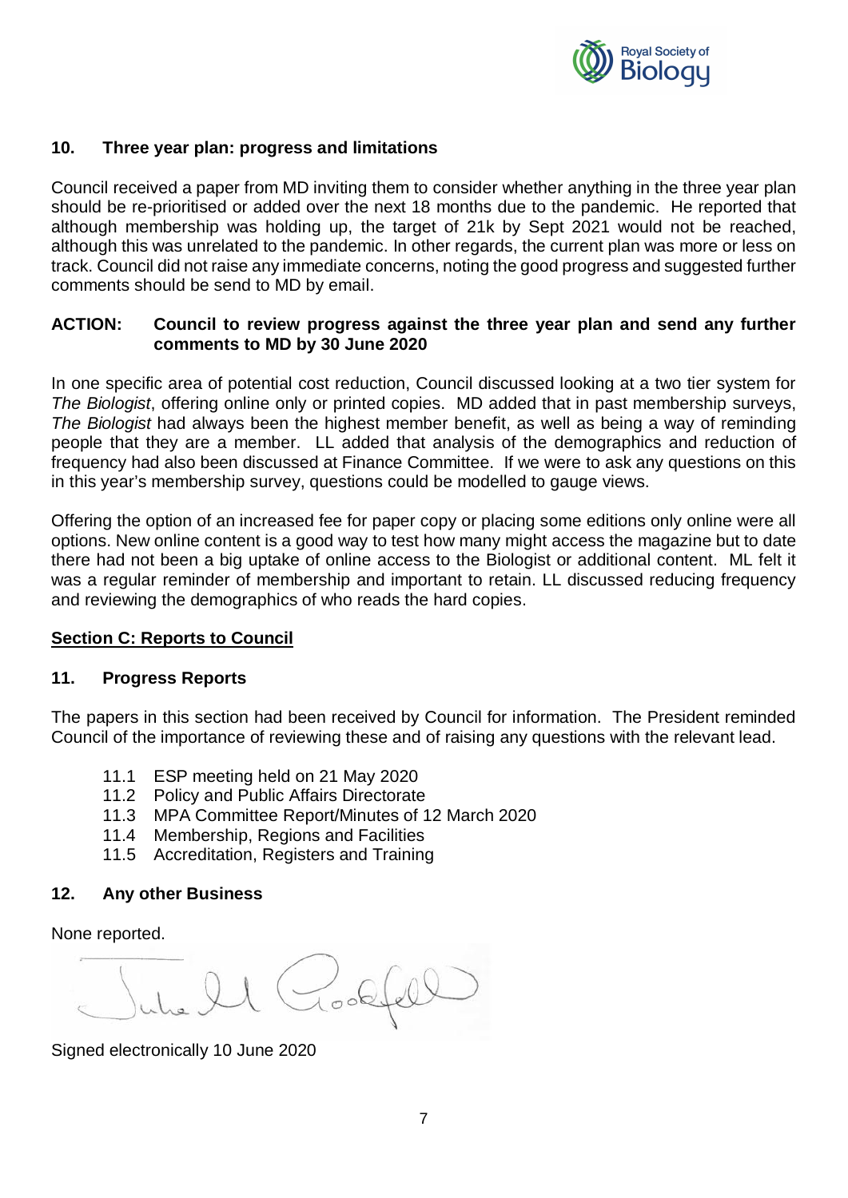## 10. Three year plan: progress and limitations

Council received a paper from MD inviting them to consider whether anything in the three year plan should be re-prioritised or added over the next 18 months due to the pandemic. He reported that although membership was holding up, the target of 21k by Sept 2021 would not be reached, although this was unrelated to the pandemic. In other regards, the current plan was more or less on track. Council did not raise any immediate concerns, noting the good progress and suggested further comments should be send to MD by email.

**ACTION: Council to review progress against the three year plan and send any further comments to MD by 30 June 2020**

In one specific area of potential cost reduction, Council discussed looking at a two tier system for *The Biologist*, offering online only or printed copies. MD added that in past membership surveys, *The Biologist* had always been the highest member benefit, as well as being a way of reminding people that they are a member. LL added that analysis of the demographics and reduction of frequency had also been discussed at Finance Committee. If we were to ask any questions on this in this year's membership survey, questions could be modelled to gauge views.

Offering the option of an increased fee for paper copy or placing some editions only online were all options. New online content is a good way to test how many might access the magazine but to date there had not been a big uptake of online access to the Biologist or additional content. ML felt it was a regular reminder of membership and important to retain. LL discussed reducing frequency and reviewing the demographics of who reads the hard copies.

## Section C: Reports to Council

## 11. Progress Reports

The papers in this section had been received by Council for information. The President reminded Council of the importance of reviewing these and of raising any questions with the relevant lead.

11.1 ESP meeting held on 21 May 2020
11.2 Policy and Public Affairs Directorate
11.3 MPA Committee Report/Minutes of 12 March 2020
11.4 Membership, Regions and Facilities
11.5 Accreditation, Registers and Training

## 12. Any other Business

None reported.

Signed electronically 10 June 2020